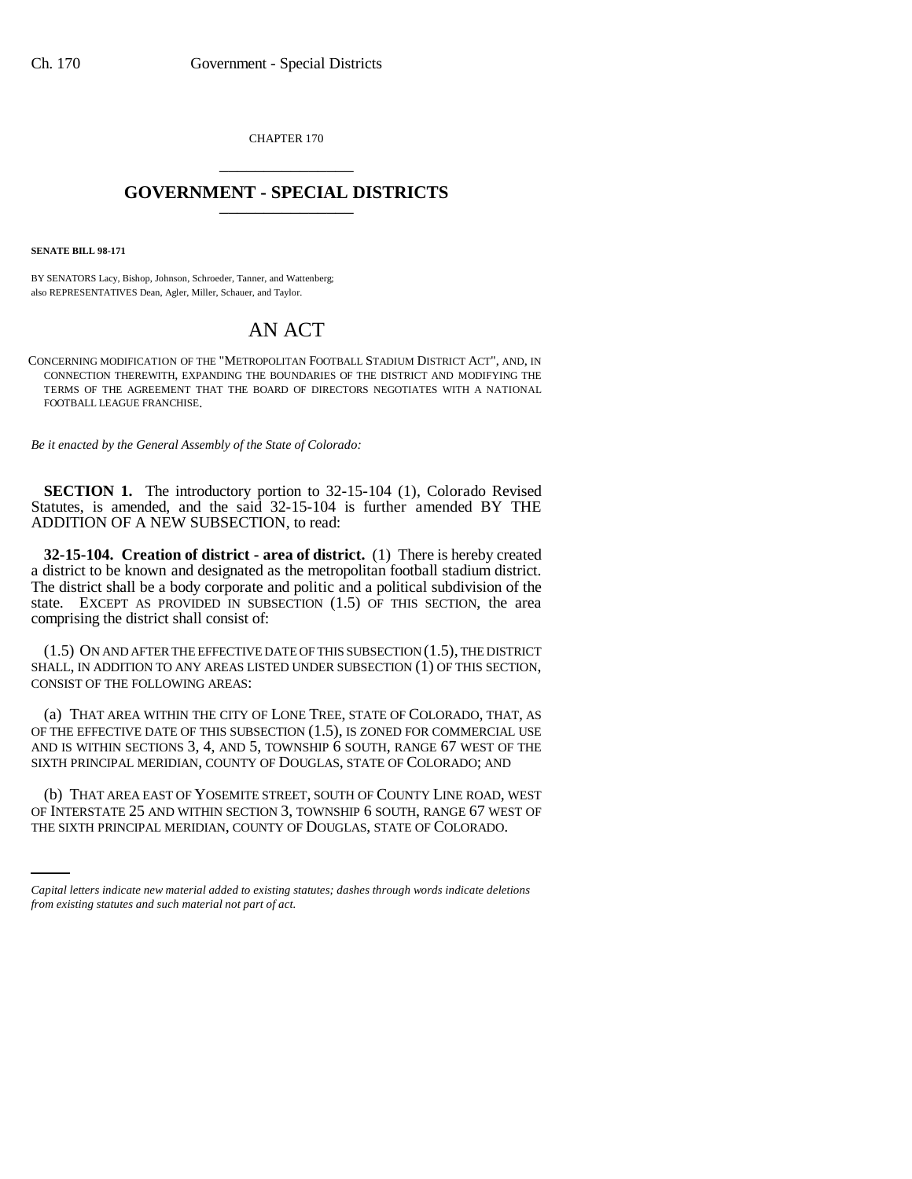CHAPTER 170

# GOVERNMENT - SPECIAL DISTRICTS

**SENATE BILL 98-171**

BY SENATORS Lacy, Bishop, Johnson, Schroeder, Tanner, and Wattenberg;
also REPRESENTATIVES Dean, Agler, Miller, Schauer, and Taylor.

# AN ACT

CONCERNING MODIFICATION OF THE "METROPOLITAN FOOTBALL STADIUM DISTRICT ACT", AND, IN CONNECTION THEREWITH, EXPANDING THE BOUNDARIES OF THE DISTRICT AND MODIFYING THE TERMS OF THE AGREEMENT THAT THE BOARD OF DIRECTORS NEGOTIATES WITH A NATIONAL FOOTBALL LEAGUE FRANCHISE.

*Be it enacted by the General Assembly of the State of Colorado:*

**SECTION 1.** The introductory portion to 32-15-104 (1), Colorado Revised Statutes, is amended, and the said 32-15-104 is further amended BY THE ADDITION OF A NEW SUBSECTION, to read:

**32-15-104. Creation of district - area of district.** (1) There is hereby created a district to be known and designated as the metropolitan football stadium district. The district shall be a body corporate and politic and a political subdivision of the state. EXCEPT AS PROVIDED IN SUBSECTION (1.5) OF THIS SECTION, the area comprising the district shall consist of:

(1.5) ON AND AFTER THE EFFECTIVE DATE OF THIS SUBSECTION (1.5), THE DISTRICT SHALL, IN ADDITION TO ANY AREAS LISTED UNDER SUBSECTION (1) OF THIS SECTION, CONSIST OF THE FOLLOWING AREAS:

(a) THAT AREA WITHIN THE CITY OF LONE TREE, STATE OF COLORADO, THAT, AS OF THE EFFECTIVE DATE OF THIS SUBSECTION (1.5), IS ZONED FOR COMMERCIAL USE AND IS WITHIN SECTIONS 3, 4, AND 5, TOWNSHIP 6 SOUTH, RANGE 67 WEST OF THE SIXTH PRINCIPAL MERIDIAN, COUNTY OF DOUGLAS, STATE OF COLORADO; AND

(b) THAT AREA EAST OF YOSEMITE STREET, SOUTH OF COUNTY LINE ROAD, WEST OF INTERSTATE 25 AND WITHIN SECTION 3, TOWNSHIP 6 SOUTH, RANGE 67 WEST OF THE SIXTH PRINCIPAL MERIDIAN, COUNTY OF DOUGLAS, STATE OF COLORADO.

*Capital letters indicate new material added to existing statutes; dashes through words indicate deletions from existing statutes and such material not part of act.*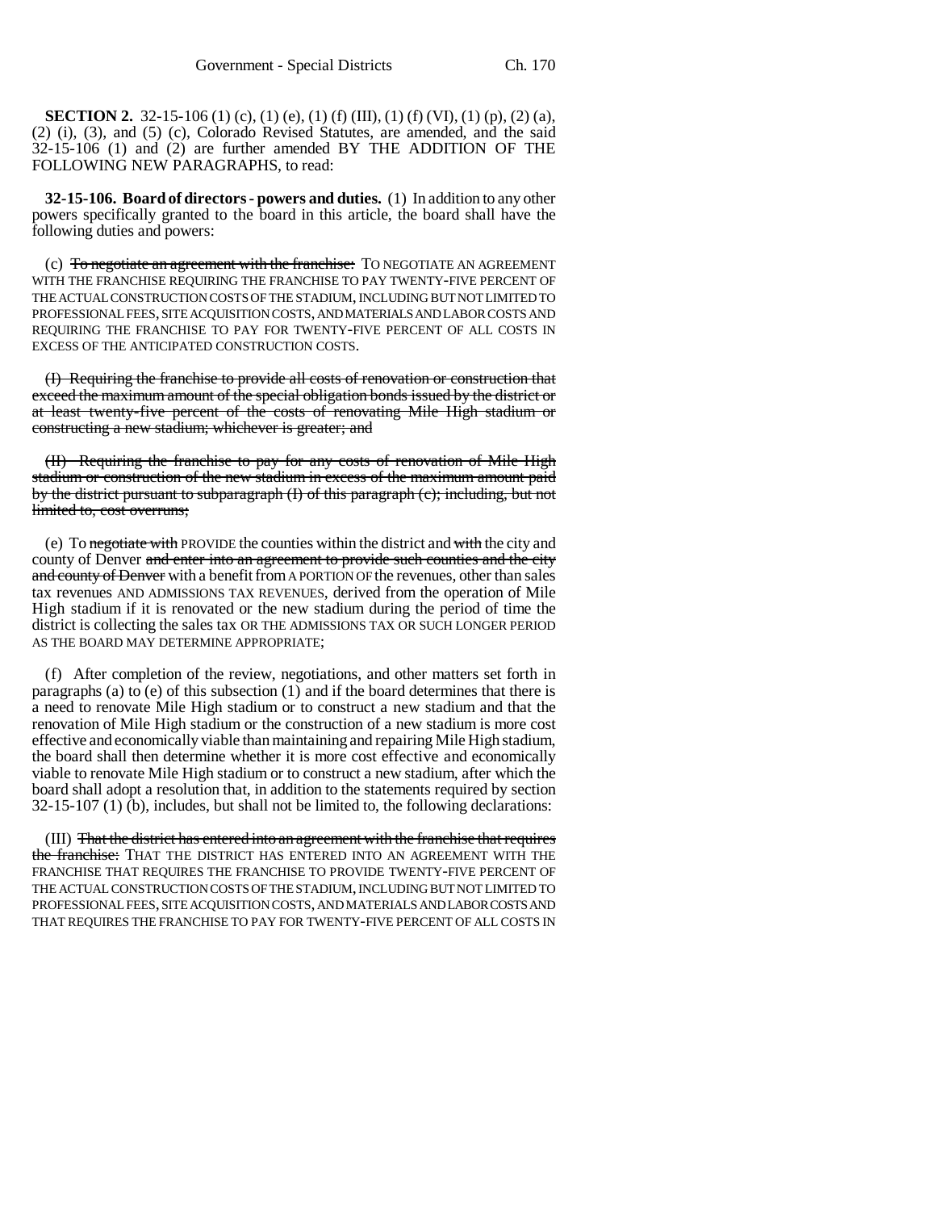**SECTION 2.** 32-15-106 (1) (c), (1) (e), (1) (f) (III), (1) (f) (VI), (1) (p), (2) (a), (2) (i), (3), and (5) (c), Colorado Revised Statutes, are amended, and the said 32-15-106 (1) and (2) are further amended BY THE ADDITION OF THE FOLLOWING NEW PARAGRAPHS, to read:

**32-15-106. Board of directors - powers and duties.** (1) In addition to any other powers specifically granted to the board in this article, the board shall have the following duties and powers:

(c) ~~To negotiate an agreement with the franchise:~~ TO NEGOTIATE AN AGREEMENT WITH THE FRANCHISE REQUIRING THE FRANCHISE TO PAY TWENTY-FIVE PERCENT OF THE ACTUAL CONSTRUCTION COSTS OF THE STADIUM, INCLUDING BUT NOT LIMITED TO PROFESSIONAL FEES, SITE ACQUISITION COSTS, AND MATERIALS AND LABOR COSTS AND REQUIRING THE FRANCHISE TO PAY FOR TWENTY-FIVE PERCENT OF ALL COSTS IN EXCESS OF THE ANTICIPATED CONSTRUCTION COSTS.

~~(I) Requiring the franchise to provide all costs of renovation or construction that exceed the maximum amount of the special obligation bonds issued by the district or at least twenty-five percent of the costs of renovating Mile High stadium or constructing a new stadium, whichever is greater; and~~

~~(II) Requiring the franchise to pay for any costs of renovation of Mile High stadium or construction of the new stadium in excess of the maximum amount paid by the district pursuant to subparagraph (I) of this paragraph (c), including, but not limited to, cost overruns;~~

(e) To ~~negotiate with~~ PROVIDE the counties within the district and ~~with~~ the city and county of Denver ~~and enter into an agreement to provide such counties and the city and county of Denver~~ with a benefit from A PORTION OF the revenues, other than sales tax revenues AND ADMISSIONS TAX REVENUES, derived from the operation of Mile High stadium if it is renovated or the new stadium during the period of time the district is collecting the sales tax OR THE ADMISSIONS TAX OR SUCH LONGER PERIOD AS THE BOARD MAY DETERMINE APPROPRIATE;

(f) After completion of the review, negotiations, and other matters set forth in paragraphs (a) to (e) of this subsection (1) and if the board determines that there is a need to renovate Mile High stadium or to construct a new stadium and that the renovation of Mile High stadium or the construction of a new stadium is more cost effective and economically viable than maintaining and repairing Mile High stadium, the board shall then determine whether it is more cost effective and economically viable to renovate Mile High stadium or to construct a new stadium, after which the board shall adopt a resolution that, in addition to the statements required by section 32-15-107 (1) (b), includes, but shall not be limited to, the following declarations:

(III) ~~That the district has entered into an agreement with the franchise that requires the franchise:~~ THAT THE DISTRICT HAS ENTERED INTO AN AGREEMENT WITH THE FRANCHISE THAT REQUIRES THE FRANCHISE TO PROVIDE TWENTY-FIVE PERCENT OF THE ACTUAL CONSTRUCTION COSTS OF THE STADIUM, INCLUDING BUT NOT LIMITED TO PROFESSIONAL FEES, SITE ACQUISITION COSTS, AND MATERIALS AND LABOR COSTS AND THAT REQUIRES THE FRANCHISE TO PAY FOR TWENTY-FIVE PERCENT OF ALL COSTS IN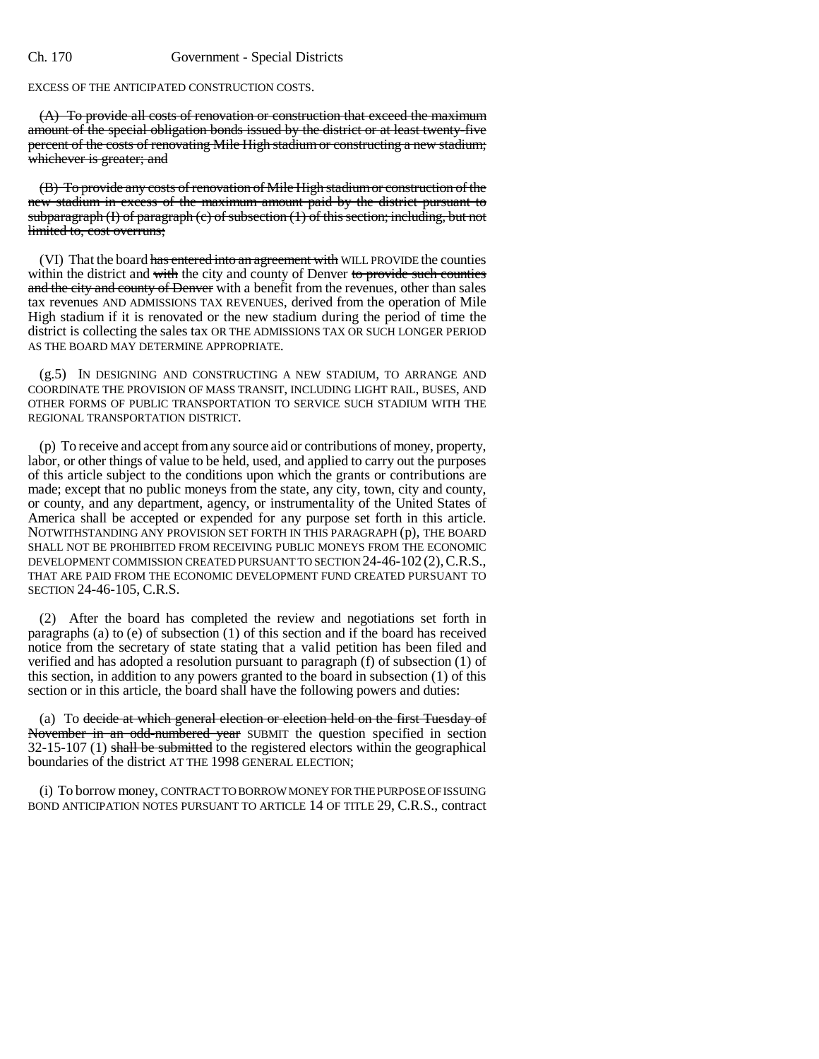EXCESS OF THE ANTICIPATED CONSTRUCTION COSTS.

~~(A) To provide all costs of renovation or construction that exceed the maximum amount of the special obligation bonds issued by the district or at least twenty-five percent of the costs of renovating Mile High stadium or constructing a new stadium, whichever is greater; and~~

~~(B) To provide any costs of renovation of Mile High stadium or construction of the new stadium in excess of the maximum amount paid by the district pursuant to subparagraph (I) of paragraph (c) of subsection (1) of this section, including, but not limited to, cost overruns;~~

(VI) That the board ~~has entered into an agreement with~~ WILL PROVIDE the counties within the district and ~~with~~ the city and county of Denver ~~to provide such counties and the city and county of Denver~~ with a benefit from the revenues, other than sales tax revenues AND ADMISSIONS TAX REVENUES, derived from the operation of Mile High stadium if it is renovated or the new stadium during the period of time the district is collecting the sales tax OR THE ADMISSIONS TAX OR SUCH LONGER PERIOD AS THE BOARD MAY DETERMINE APPROPRIATE.

(g.5) IN DESIGNING AND CONSTRUCTING A NEW STADIUM, TO ARRANGE AND COORDINATE THE PROVISION OF MASS TRANSIT, INCLUDING LIGHT RAIL, BUSES, AND OTHER FORMS OF PUBLIC TRANSPORTATION TO SERVICE SUCH STADIUM WITH THE REGIONAL TRANSPORTATION DISTRICT.

(p) To receive and accept from any source aid or contributions of money, property, labor, or other things of value to be held, used, and applied to carry out the purposes of this article subject to the conditions upon which the grants or contributions are made; except that no public moneys from the state, any city, town, city and county, or county, and any department, agency, or instrumentality of the United States of America shall be accepted or expended for any purpose set forth in this article. NOTWITHSTANDING ANY PROVISION SET FORTH IN THIS PARAGRAPH (p), THE BOARD SHALL NOT BE PROHIBITED FROM RECEIVING PUBLIC MONEYS FROM THE ECONOMIC DEVELOPMENT COMMISSION CREATED PURSUANT TO SECTION 24-46-102 (2), C.R.S., THAT ARE PAID FROM THE ECONOMIC DEVELOPMENT FUND CREATED PURSUANT TO SECTION 24-46-105, C.R.S.

(2) After the board has completed the review and negotiations set forth in paragraphs (a) to (e) of subsection (1) of this section and if the board has received notice from the secretary of state stating that a valid petition has been filed and verified and has adopted a resolution pursuant to paragraph (f) of subsection (1) of this section, in addition to any powers granted to the board in subsection (1) of this section or in this article, the board shall have the following powers and duties:

(a) To ~~decide at which general election or election held on the first Tuesday of November in an odd-numbered year~~ SUBMIT the question specified in section 32-15-107 (1) ~~shall be submitted~~ to the registered electors within the geographical boundaries of the district AT THE 1998 GENERAL ELECTION;

(i) To borrow money, CONTRACT TO BORROW MONEY FOR THE PURPOSE OF ISSUING BOND ANTICIPATION NOTES PURSUANT TO ARTICLE 14 OF TITLE 29, C.R.S., contract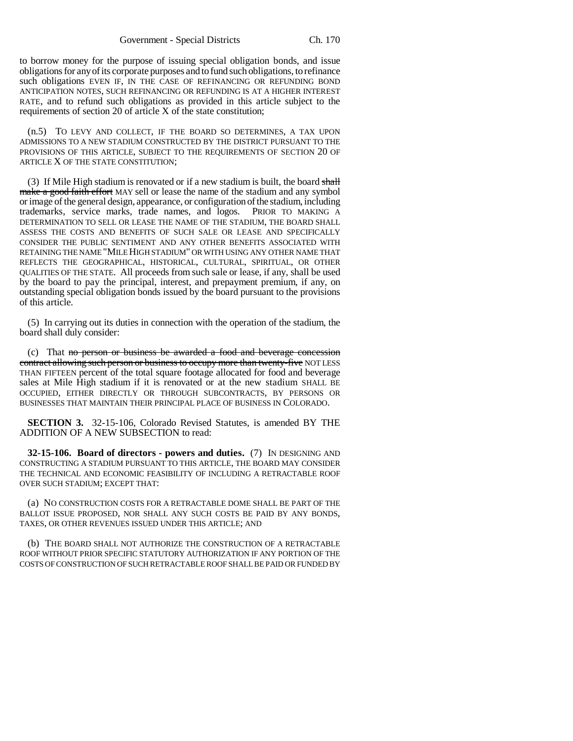to borrow money for the purpose of issuing special obligation bonds, and issue obligations for any of its corporate purposes and to fund such obligations, to refinance such obligations EVEN IF, IN THE CASE OF REFINANCING OR REFUNDING BOND ANTICIPATION NOTES, SUCH REFINANCING OR REFUNDING IS AT A HIGHER INTEREST RATE, and to refund such obligations as provided in this article subject to the requirements of section 20 of article X of the state constitution;

(n.5) TO LEVY AND COLLECT, IF THE BOARD SO DETERMINES, A TAX UPON ADMISSIONS TO A NEW STADIUM CONSTRUCTED BY THE DISTRICT PURSUANT TO THE PROVISIONS OF THIS ARTICLE, SUBJECT TO THE REQUIREMENTS OF SECTION 20 OF ARTICLE X OF THE STATE CONSTITUTION;

(3) If Mile High stadium is renovated or if a new stadium is built, the board ~~shall make a good faith effort~~ MAY sell or lease the name of the stadium and any symbol or image of the general design, appearance, or configuration of the stadium, including trademarks, service marks, trade names, and logos. PRIOR TO MAKING A DETERMINATION TO SELL OR LEASE THE NAME OF THE STADIUM, THE BOARD SHALL ASSESS THE COSTS AND BENEFITS OF SUCH SALE OR LEASE AND SPECIFICALLY CONSIDER THE PUBLIC SENTIMENT AND ANY OTHER BENEFITS ASSOCIATED WITH RETAINING THE NAME "MILE HIGH STADIUM" OR WITH USING ANY OTHER NAME THAT REFLECTS THE GEOGRAPHICAL, HISTORICAL, CULTURAL, SPIRITUAL, OR OTHER QUALITIES OF THE STATE. All proceeds from such sale or lease, if any, shall be used by the board to pay the principal, interest, and prepayment premium, if any, on outstanding special obligation bonds issued by the board pursuant to the provisions of this article.

(5) In carrying out its duties in connection with the operation of the stadium, the board shall duly consider:

(c) That ~~no person or business be awarded a food and beverage concession contract allowing such person or business to occupy more than twenty-five~~ NOT LESS THAN FIFTEEN percent of the total square footage allocated for food and beverage sales at Mile High stadium if it is renovated or at the new stadium SHALL BE OCCUPIED, EITHER DIRECTLY OR THROUGH SUBCONTRACTS, BY PERSONS OR BUSINESSES THAT MAINTAIN THEIR PRINCIPAL PLACE OF BUSINESS IN COLORADO.

**SECTION 3.** 32-15-106, Colorado Revised Statutes, is amended BY THE ADDITION OF A NEW SUBSECTION to read:

**32-15-106. Board of directors - powers and duties.** (7) IN DESIGNING AND CONSTRUCTING A STADIUM PURSUANT TO THIS ARTICLE, THE BOARD MAY CONSIDER THE TECHNICAL AND ECONOMIC FEASIBILITY OF INCLUDING A RETRACTABLE ROOF OVER SUCH STADIUM; EXCEPT THAT:

(a) NO CONSTRUCTION COSTS FOR A RETRACTABLE DOME SHALL BE PART OF THE BALLOT ISSUE PROPOSED, NOR SHALL ANY SUCH COSTS BE PAID BY ANY BONDS, TAXES, OR OTHER REVENUES ISSUED UNDER THIS ARTICLE; AND

(b) THE BOARD SHALL NOT AUTHORIZE THE CONSTRUCTION OF A RETRACTABLE ROOF WITHOUT PRIOR SPECIFIC STATUTORY AUTHORIZATION IF ANY PORTION OF THE COSTS OF CONSTRUCTION OF SUCH RETRACTABLE ROOF SHALL BE PAID OR FUNDED BY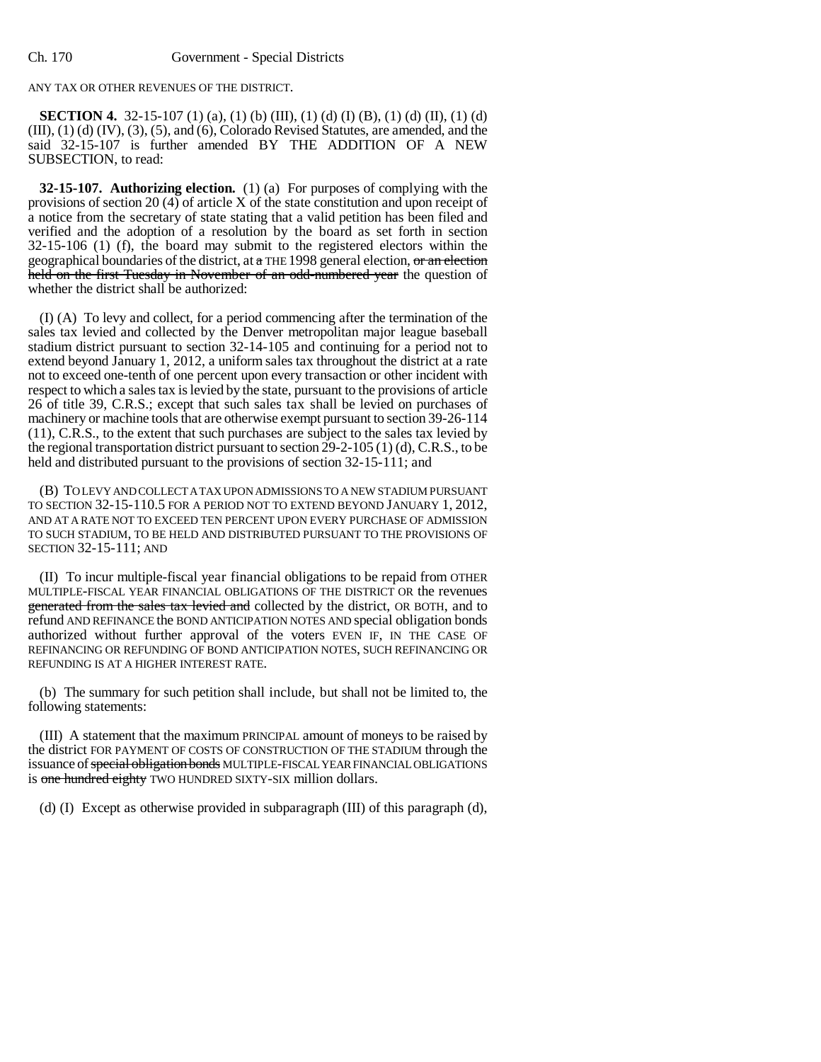ANY TAX OR OTHER REVENUES OF THE DISTRICT.

**SECTION 4.** 32-15-107 (1) (a), (1) (b) (III), (1) (d) (I) (B), (1) (d) (II), (1) (d) (III), (1) (d) (IV), (3), (5), and (6), Colorado Revised Statutes, are amended, and the said 32-15-107 is further amended BY THE ADDITION OF A NEW SUBSECTION, to read:

**32-15-107. Authorizing election.** (1) (a) For purposes of complying with the provisions of section 20 (4) of article X of the state constitution and upon receipt of a notice from the secretary of state stating that a valid petition has been filed and verified and the adoption of a resolution by the board as set forth in section 32-15-106 (1) (f), the board may submit to the registered electors within the geographical boundaries of the district, at a THE 1998 general election, or an election held on the first Tuesday in November of an odd-numbered year the question of whether the district shall be authorized:

(I) (A) To levy and collect, for a period commencing after the termination of the sales tax levied and collected by the Denver metropolitan major league baseball stadium district pursuant to section 32-14-105 and continuing for a period not to extend beyond January 1, 2012, a uniform sales tax throughout the district at a rate not to exceed one-tenth of one percent upon every transaction or other incident with respect to which a sales tax is levied by the state, pursuant to the provisions of article 26 of title 39, C.R.S.; except that such sales tax shall be levied on purchases of machinery or machine tools that are otherwise exempt pursuant to section 39-26-114 (11), C.R.S., to the extent that such purchases are subject to the sales tax levied by the regional transportation district pursuant to section 29-2-105 (1) (d), C.R.S., to be held and distributed pursuant to the provisions of section 32-15-111; and

(B) TO LEVY AND COLLECT A TAX UPON ADMISSIONS TO A NEW STADIUM PURSUANT TO SECTION 32-15-110.5 FOR A PERIOD NOT TO EXTEND BEYOND JANUARY 1, 2012, AND AT A RATE NOT TO EXCEED TEN PERCENT UPON EVERY PURCHASE OF ADMISSION TO SUCH STADIUM, TO BE HELD AND DISTRIBUTED PURSUANT TO THE PROVISIONS OF SECTION 32-15-111; AND

(II) To incur multiple-fiscal year financial obligations to be repaid from OTHER MULTIPLE-FISCAL YEAR FINANCIAL OBLIGATIONS OF THE DISTRICT OR the revenues generated from the sales tax levied and collected by the district, OR BOTH, and to refund AND REFINANCE the BOND ANTICIPATION NOTES AND special obligation bonds authorized without further approval of the voters EVEN IF, IN THE CASE OF REFINANCING OR REFUNDING OF BOND ANTICIPATION NOTES, SUCH REFINANCING OR REFUNDING IS AT A HIGHER INTEREST RATE.

(b) The summary for such petition shall include, but shall not be limited to, the following statements:

(III) A statement that the maximum PRINCIPAL amount of moneys to be raised by the district FOR PAYMENT OF COSTS OF CONSTRUCTION OF THE STADIUM through the issuance of special obligation bonds MULTIPLE-FISCAL YEAR FINANCIAL OBLIGATIONS is one hundred eighty TWO HUNDRED SIXTY-SIX million dollars.

(d) (I) Except as otherwise provided in subparagraph (III) of this paragraph (d),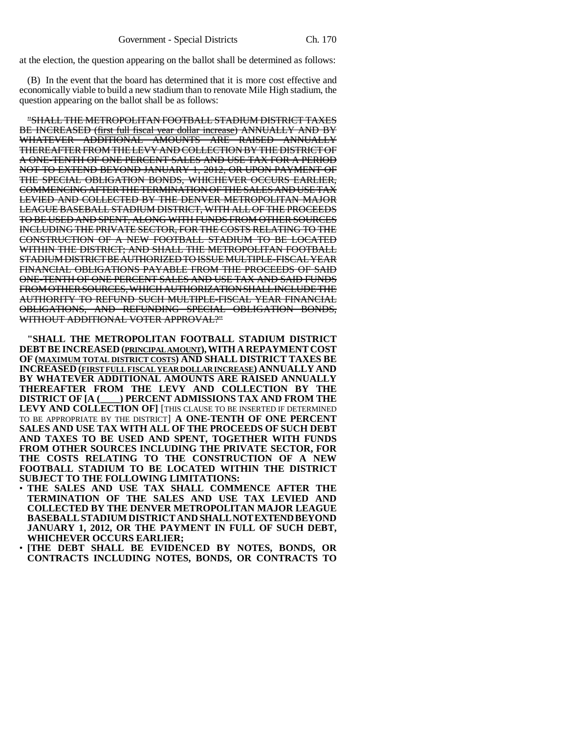at the election, the question appearing on the ballot shall be determined as follows:

(B) In the event that the board has determined that it is more cost effective and economically viable to build a new stadium than to renovate Mile High stadium, the question appearing on the ballot shall be as follows:

~~"SHALL THE METROPOLITAN FOOTBALL STADIUM DISTRICT TAXES BE INCREASED (first full fiscal year dollar increase) ANNUALLY AND BY WHATEVER ADDITIONAL AMOUNTS ARE RAISED ANNUALLY THEREAFTER FROM THE LEVY AND COLLECTION BY THE DISTRICT OF A ONE-TENTH OF ONE PERCENT SALES AND USE TAX FOR A PERIOD NOT TO EXTEND BEYOND JANUARY 1, 2012, OR UPON PAYMENT OF THE SPECIAL OBLIGATION BONDS, WHICHEVER OCCURS EARLIER, COMMENCING AFTER THE TERMINATION OF THE SALES AND USE TAX LEVIED AND COLLECTED BY THE DENVER METROPOLITAN MAJOR LEAGUE BASEBALL STADIUM DISTRICT, WITH ALL OF THE PROCEEDS TO BE USED AND SPENT, ALONG WITH FUNDS FROM OTHER SOURCES INCLUDING THE PRIVATE SECTOR, FOR THE COSTS RELATING TO THE CONSTRUCTION OF A NEW FOOTBALL STADIUM TO BE LOCATED WITHIN THE DISTRICT; AND SHALL THE METROPOLITAN FOOTBALL STADIUM DISTRICT BE AUTHORIZED TO ISSUE MULTIPLE-FISCAL YEAR FINANCIAL OBLIGATIONS PAYABLE FROM THE PROCEEDS OF SAID ONE-TENTH OF ONE PERCENT SALES AND USE TAX AND SAID FUNDS FROM OTHER SOURCES, WHICH AUTHORIZATION SHALL INCLUDE THE AUTHORITY TO REFUND SUCH MULTIPLE-FISCAL YEAR FINANCIAL OBLIGATIONS, AND REFUNDING SPECIAL OBLIGATION BONDS, WITHOUT ADDITIONAL VOTER APPROVAL?"~~

**"SHALL THE METROPOLITAN FOOTBALL STADIUM DISTRICT DEBT BE INCREASED (PRINCIPAL AMOUNT), WITH A REPAYMENT COST OF (MAXIMUM TOTAL DISTRICT COSTS) AND SHALL DISTRICT TAXES BE INCREASED (FIRST FULL FISCAL YEAR DOLLAR INCREASE) ANNUALLY AND BY WHATEVER ADDITIONAL AMOUNTS ARE RAISED ANNUALLY THEREAFTER FROM THE LEVY AND COLLECTION BY THE DISTRICT OF [A (\_\_\_\_) PERCENT ADMISSIONS TAX AND FROM THE LEVY AND COLLECTION OF]** [THIS CLAUSE TO BE INSERTED IF DETERMINED TO BE APPROPRIATE BY THE DISTRICT] **A ONE-TENTH OF ONE PERCENT SALES AND USE TAX WITH ALL OF THE PROCEEDS OF SUCH DEBT AND TAXES TO BE USED AND SPENT, TOGETHER WITH FUNDS FROM OTHER SOURCES INCLUDING THE PRIVATE SECTOR, FOR THE COSTS RELATING TO THE CONSTRUCTION OF A NEW FOOTBALL STADIUM TO BE LOCATED WITHIN THE DISTRICT SUBJECT TO THE FOLLOWING LIMITATIONS:**

- **THE SALES AND USE TAX SHALL COMMENCE AFTER THE TERMINATION OF THE SALES AND USE TAX LEVIED AND COLLECTED BY THE DENVER METROPOLITAN MAJOR LEAGUE BASEBALL STADIUM DISTRICT AND SHALL NOT EXTEND BEYOND JANUARY 1, 2012, OR THE PAYMENT IN FULL OF SUCH DEBT, WHICHEVER OCCURS EARLIER;**
- **[THE DEBT SHALL BE EVIDENCED BY NOTES, BONDS, OR CONTRACTS INCLUDING NOTES, BONDS, OR CONTRACTS TO**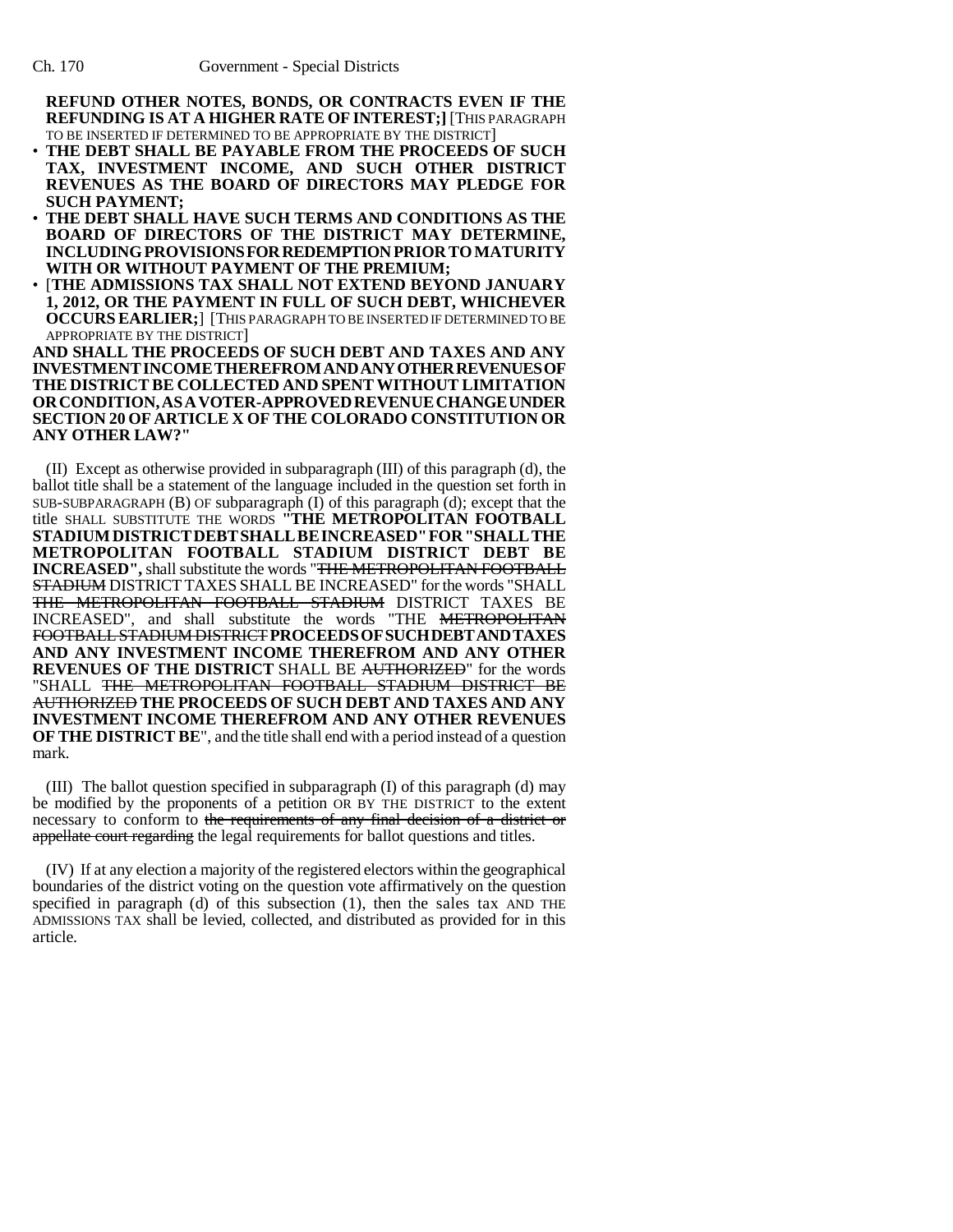**REFUNDING IS AT A HIGHER RATE OF INTEREST;]** [THIS PARAGRAPH TO BE INSERTED IF DETERMINED TO BE APPROPRIATE BY THE DISTRICT]

- **THE DEBT SHALL BE PAYABLE FROM THE PROCEEDS OF SUCH TAX, INVESTMENT INCOME, AND SUCH OTHER DISTRICT REVENUES AS THE BOARD OF DIRECTORS MAY PLEDGE FOR SUCH PAYMENT;**
- **THE DEBT SHALL HAVE SUCH TERMS AND CONDITIONS AS THE BOARD OF DIRECTORS OF THE DISTRICT MAY DETERMINE, INCLUDING PROVISIONS FOR REDEMPTION PRIOR TO MATURITY WITH OR WITHOUT PAYMENT OF THE PREMIUM;**
- [**THE ADMISSIONS TAX SHALL NOT EXTEND BEYOND JANUARY 1, 2012, OR THE PAYMENT IN FULL OF SUCH DEBT, WHICHEVER OCCURS EARLIER;**] [THIS PARAGRAPH TO BE INSERTED IF DETERMINED TO BE APPROPRIATE BY THE DISTRICT]

**AND SHALL THE PROCEEDS OF SUCH DEBT AND TAXES AND ANY INVESTMENT INCOME THEREFROM AND ANY OTHER REVENUES OF THE DISTRICT BE COLLECTED AND SPENT WITHOUT LIMITATION OR CONDITION, AS A VOTER-APPROVED REVENUE CHANGE UNDER SECTION 20 OF ARTICLE X OF THE COLORADO CONSTITUTION OR ANY OTHER LAW?"**

(II) Except as otherwise provided in subparagraph (III) of this paragraph (d), the ballot title shall be a statement of the language included in the question set forth in SUB-SUBPARAGRAPH (B) OF subparagraph (I) of this paragraph (d); except that the title SHALL SUBSTITUTE THE WORDS **"THE METROPOLITAN FOOTBALL STADIUM DISTRICT DEBT SHALL BE INCREASED" FOR "SHALL THE METROPOLITAN FOOTBALL STADIUM DISTRICT DEBT BE INCREASED",** shall substitute the words "~~THE METROPOLITAN FOOTBALL STADIUM~~ DISTRICT TAXES SHALL BE INCREASED" for the words "SHALL ~~THE METROPOLITAN FOOTBALL STADIUM~~ DISTRICT TAXES BE INCREASED", and shall substitute the words "THE ~~METROPOLITAN FOOTBALL STADIUM DISTRICT~~ **PROCEEDS OF SUCH DEBT AND TAXES AND ANY INVESTMENT INCOME THEREFROM AND ANY OTHER REVENUES OF THE DISTRICT** SHALL BE ~~AUTHORIZED~~" for the words "SHALL ~~THE METROPOLITAN FOOTBALL STADIUM DISTRICT BE AUTHORIZED~~ **THE PROCEEDS OF SUCH DEBT AND TAXES AND ANY INVESTMENT INCOME THEREFROM AND ANY OTHER REVENUES OF THE DISTRICT BE**", and the title shall end with a period instead of a question mark.

(III) The ballot question specified in subparagraph (I) of this paragraph (d) may be modified by the proponents of a petition OR BY THE DISTRICT to the extent necessary to conform to ~~the requirements of any final decision of a district or appellate court regarding~~ the legal requirements for ballot questions and titles.

(IV) If at any election a majority of the registered electors within the geographical boundaries of the district voting on the question vote affirmatively on the question specified in paragraph (d) of this subsection (1), then the sales tax AND THE ADMISSIONS TAX shall be levied, collected, and distributed as provided for in this article.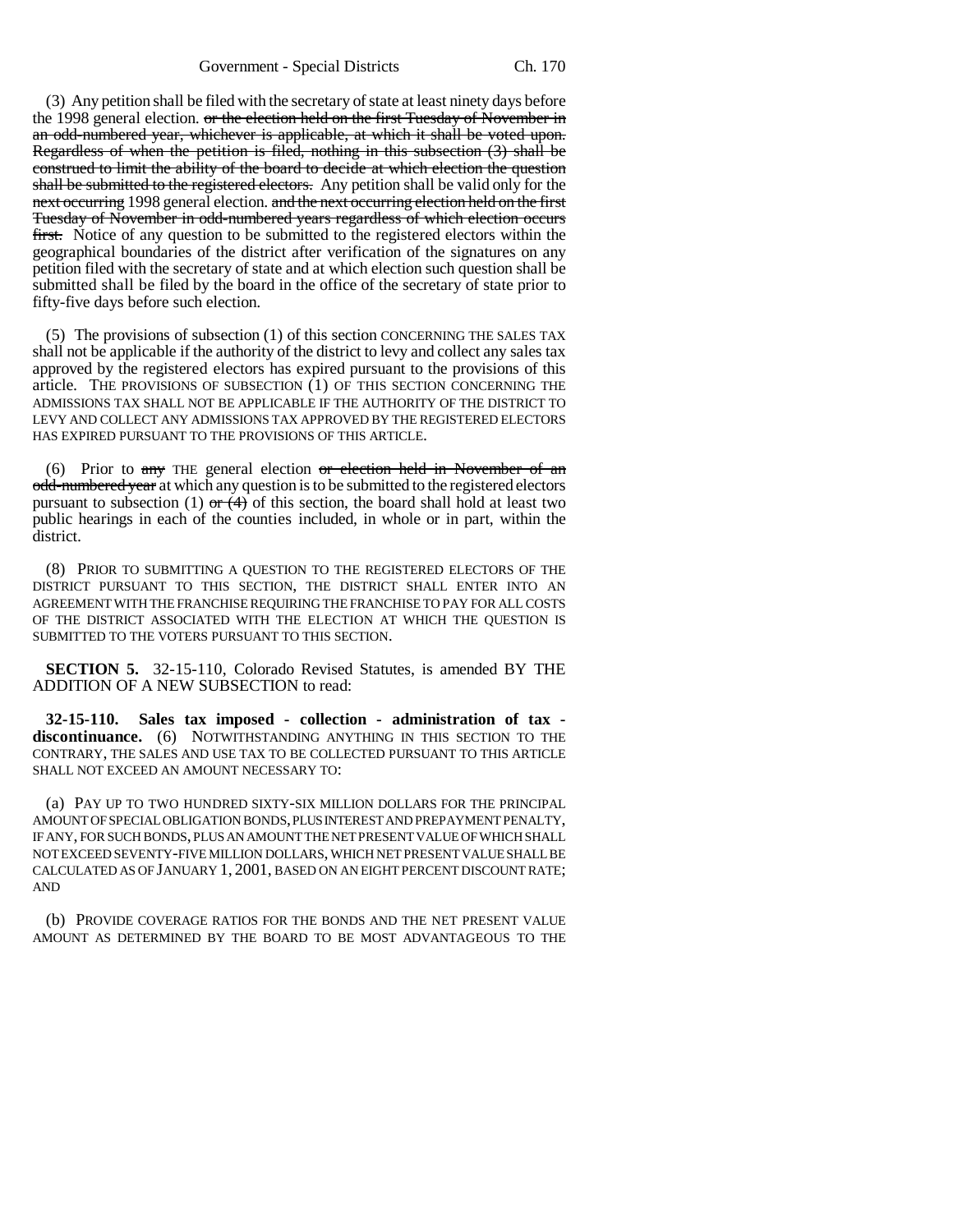(3) Any petition shall be filed with the secretary of state at least ninety days before the 1998 general election. ~~or the election held on the first Tuesday of November in an odd-numbered year, whichever is applicable, at which it shall be voted upon. Regardless of when the petition is filed, nothing in this subsection (3) shall be construed to limit the ability of the board to decide at which election the question shall be submitted to the registered electors.~~ Any petition shall be valid only for the ~~next occurring~~ 1998 general election. ~~and the next occurring election held on the first Tuesday of November in odd-numbered years regardless of which election occurs first.~~ Notice of any question to be submitted to the registered electors within the geographical boundaries of the district after verification of the signatures on any petition filed with the secretary of state and at which election such question shall be submitted shall be filed by the board in the office of the secretary of state prior to fifty-five days before such election.

(5) The provisions of subsection (1) of this section CONCERNING THE SALES TAX shall not be applicable if the authority of the district to levy and collect any sales tax approved by the registered electors has expired pursuant to the provisions of this article. THE PROVISIONS OF SUBSECTION (1) OF THIS SECTION CONCERNING THE ADMISSIONS TAX SHALL NOT BE APPLICABLE IF THE AUTHORITY OF THE DISTRICT TO LEVY AND COLLECT ANY ADMISSIONS TAX APPROVED BY THE REGISTERED ELECTORS HAS EXPIRED PURSUANT TO THE PROVISIONS OF THIS ARTICLE.

(6) Prior to ~~any~~ THE general election ~~or election held in November of an odd-numbered year~~ at which any question is to be submitted to the registered electors pursuant to subsection (1) ~~or (4)~~ of this section, the board shall hold at least two public hearings in each of the counties included, in whole or in part, within the district.

(8) PRIOR TO SUBMITTING A QUESTION TO THE REGISTERED ELECTORS OF THE DISTRICT PURSUANT TO THIS SECTION, THE DISTRICT SHALL ENTER INTO AN AGREEMENT WITH THE FRANCHISE REQUIRING THE FRANCHISE TO PAY FOR ALL COSTS OF THE DISTRICT ASSOCIATED WITH THE ELECTION AT WHICH THE QUESTION IS SUBMITTED TO THE VOTERS PURSUANT TO THIS SECTION.

**SECTION 5.** 32-15-110, Colorado Revised Statutes, is amended BY THE ADDITION OF A NEW SUBSECTION to read:

**32-15-110. Sales tax imposed - collection - administration of tax - discontinuance.** (6) NOTWITHSTANDING ANYTHING IN THIS SECTION TO THE CONTRARY, THE SALES AND USE TAX TO BE COLLECTED PURSUANT TO THIS ARTICLE SHALL NOT EXCEED AN AMOUNT NECESSARY TO:

(a) PAY UP TO TWO HUNDRED SIXTY-SIX MILLION DOLLARS FOR THE PRINCIPAL AMOUNT OF SPECIAL OBLIGATION BONDS, PLUS INTEREST AND PREPAYMENT PENALTY, IF ANY, FOR SUCH BONDS, PLUS AN AMOUNT THE NET PRESENT VALUE OF WHICH SHALL NOT EXCEED SEVENTY-FIVE MILLION DOLLARS, WHICH NET PRESENT VALUE SHALL BE CALCULATED AS OF JANUARY 1, 2001, BASED ON AN EIGHT PERCENT DISCOUNT RATE; AND

(b) PROVIDE COVERAGE RATIOS FOR THE BONDS AND THE NET PRESENT VALUE AMOUNT AS DETERMINED BY THE BOARD TO BE MOST ADVANTAGEOUS TO THE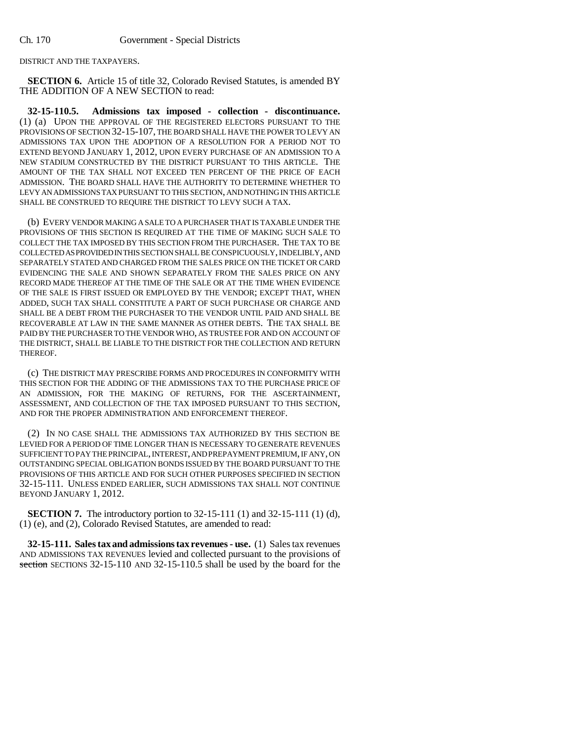DISTRICT AND THE TAXPAYERS.

**SECTION 6.** Article 15 of title 32, Colorado Revised Statutes, is amended BY THE ADDITION OF A NEW SECTION to read:

**32-15-110.5. Admissions tax imposed - collection - discontinuance.** (1) (a) UPON THE APPROVAL OF THE REGISTERED ELECTORS PURSUANT TO THE PROVISIONS OF SECTION 32-15-107, THE BOARD SHALL HAVE THE POWER TO LEVY AN ADMISSIONS TAX UPON THE ADOPTION OF A RESOLUTION FOR A PERIOD NOT TO EXTEND BEYOND JANUARY 1, 2012, UPON EVERY PURCHASE OF AN ADMISSION TO A NEW STADIUM CONSTRUCTED BY THE DISTRICT PURSUANT TO THIS ARTICLE. THE AMOUNT OF THE TAX SHALL NOT EXCEED TEN PERCENT OF THE PRICE OF EACH ADMISSION. THE BOARD SHALL HAVE THE AUTHORITY TO DETERMINE WHETHER TO LEVY AN ADMISSIONS TAX PURSUANT TO THIS SECTION, AND NOTHING IN THIS ARTICLE SHALL BE CONSTRUED TO REQUIRE THE DISTRICT TO LEVY SUCH A TAX.

(b) EVERY VENDOR MAKING A SALE TO A PURCHASER THAT IS TAXABLE UNDER THE PROVISIONS OF THIS SECTION IS REQUIRED AT THE TIME OF MAKING SUCH SALE TO COLLECT THE TAX IMPOSED BY THIS SECTION FROM THE PURCHASER. THE TAX TO BE COLLECTED AS PROVIDED IN THIS SECTION SHALL BE CONSPICUOUSLY, INDELIBLY, AND SEPARATELY STATED AND CHARGED FROM THE SALES PRICE ON THE TICKET OR CARD EVIDENCING THE SALE AND SHOWN SEPARATELY FROM THE SALES PRICE ON ANY RECORD MADE THEREOF AT THE TIME OF THE SALE OR AT THE TIME WHEN EVIDENCE OF THE SALE IS FIRST ISSUED OR EMPLOYED BY THE VENDOR; EXCEPT THAT, WHEN ADDED, SUCH TAX SHALL CONSTITUTE A PART OF SUCH PURCHASE OR CHARGE AND SHALL BE A DEBT FROM THE PURCHASER TO THE VENDOR UNTIL PAID AND SHALL BE RECOVERABLE AT LAW IN THE SAME MANNER AS OTHER DEBTS. THE TAX SHALL BE PAID BY THE PURCHASER TO THE VENDOR WHO, AS TRUSTEE FOR AND ON ACCOUNT OF THE DISTRICT, SHALL BE LIABLE TO THE DISTRICT FOR THE COLLECTION AND RETURN THEREOF.

(c) THE DISTRICT MAY PRESCRIBE FORMS AND PROCEDURES IN CONFORMITY WITH THIS SECTION FOR THE ADDING OF THE ADMISSIONS TAX TO THE PURCHASE PRICE OF AN ADMISSION, FOR THE MAKING OF RETURNS, FOR THE ASCERTAINMENT, ASSESSMENT, AND COLLECTION OF THE TAX IMPOSED PURSUANT TO THIS SECTION, AND FOR THE PROPER ADMINISTRATION AND ENFORCEMENT THEREOF.

(2) IN NO CASE SHALL THE ADMISSIONS TAX AUTHORIZED BY THIS SECTION BE LEVIED FOR A PERIOD OF TIME LONGER THAN IS NECESSARY TO GENERATE REVENUES SUFFICIENT TO PAY THE PRINCIPAL, INTEREST, AND PREPAYMENT PREMIUM, IF ANY, ON OUTSTANDING SPECIAL OBLIGATION BONDS ISSUED BY THE BOARD PURSUANT TO THE PROVISIONS OF THIS ARTICLE AND FOR SUCH OTHER PURPOSES SPECIFIED IN SECTION 32-15-111. UNLESS ENDED EARLIER, SUCH ADMISSIONS TAX SHALL NOT CONTINUE BEYOND JANUARY 1, 2012.

**SECTION 7.** The introductory portion to 32-15-111 (1) and 32-15-111 (1) (d), (1) (e), and (2), Colorado Revised Statutes, are amended to read:

**32-15-111. Sales tax and admissions tax revenues - use.** (1) Sales tax revenues AND ADMISSIONS TAX REVENUES levied and collected pursuant to the provisions of ~~section~~ SECTIONS 32-15-110 AND 32-15-110.5 shall be used by the board for the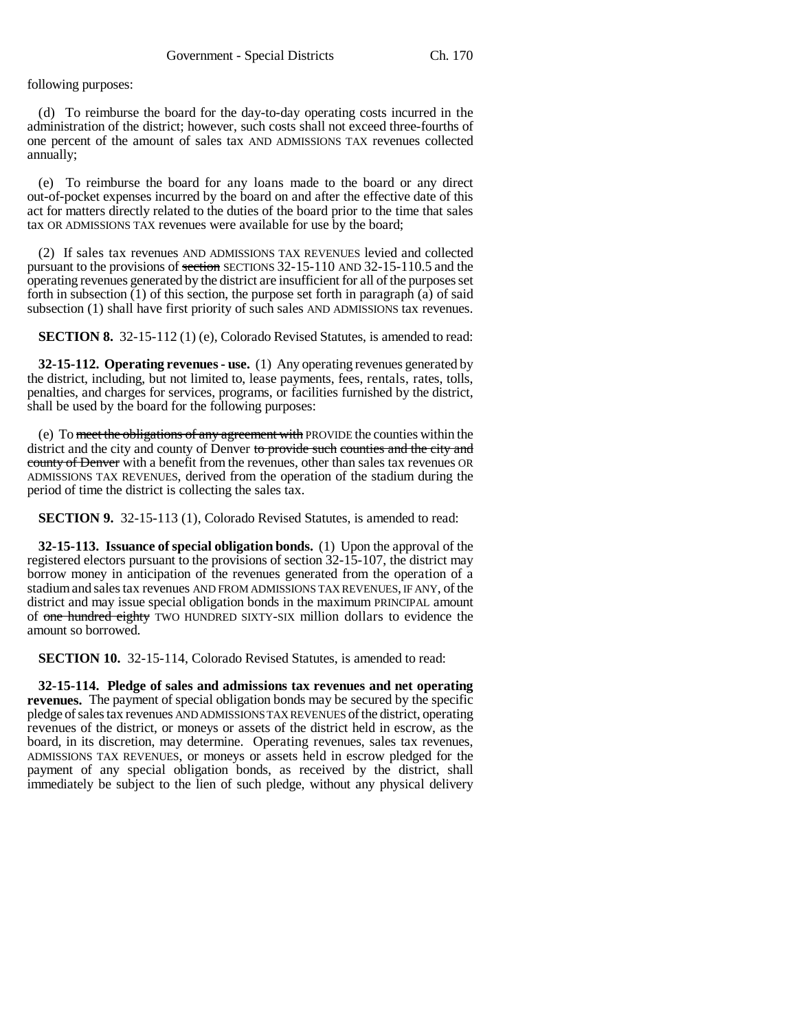following purposes:

(d) To reimburse the board for the day-to-day operating costs incurred in the administration of the district; however, such costs shall not exceed three-fourths of one percent of the amount of sales tax AND ADMISSIONS TAX revenues collected annually;

(e) To reimburse the board for any loans made to the board or any direct out-of-pocket expenses incurred by the board on and after the effective date of this act for matters directly related to the duties of the board prior to the time that sales tax OR ADMISSIONS TAX revenues were available for use by the board;

(2) If sales tax revenues AND ADMISSIONS TAX REVENUES levied and collected pursuant to the provisions of ~~section~~ SECTIONS 32-15-110 AND 32-15-110.5 and the operating revenues generated by the district are insufficient for all of the purposes set forth in subsection (1) of this section, the purpose set forth in paragraph (a) of said subsection (1) shall have first priority of such sales AND ADMISSIONS tax revenues.

**SECTION 8.** 32-15-112 (1) (e), Colorado Revised Statutes, is amended to read:

**32-15-112. Operating revenues - use.** (1) Any operating revenues generated by the district, including, but not limited to, lease payments, fees, rentals, rates, tolls, penalties, and charges for services, programs, or facilities furnished by the district, shall be used by the board for the following purposes:

(e) To ~~meet the obligations of any agreement with~~ PROVIDE the counties within the district and the city and county of Denver ~~to provide such counties and the city and county of Denver~~ with a benefit from the revenues, other than sales tax revenues OR ADMISSIONS TAX REVENUES, derived from the operation of the stadium during the period of time the district is collecting the sales tax.

**SECTION 9.** 32-15-113 (1), Colorado Revised Statutes, is amended to read:

**32-15-113. Issuance of special obligation bonds.** (1) Upon the approval of the registered electors pursuant to the provisions of section 32-15-107, the district may borrow money in anticipation of the revenues generated from the operation of a stadium and sales tax revenues AND FROM ADMISSIONS TAX REVENUES, IF ANY, of the district and may issue special obligation bonds in the maximum PRINCIPAL amount of ~~one hundred eighty~~ TWO HUNDRED SIXTY-SIX million dollars to evidence the amount so borrowed.

**SECTION 10.** 32-15-114, Colorado Revised Statutes, is amended to read:

**32-15-114. Pledge of sales and admissions tax revenues and net operating revenues.** The payment of special obligation bonds may be secured by the specific pledge of sales tax revenues AND ADMISSIONS TAX REVENUES of the district, operating revenues of the district, or moneys or assets of the district held in escrow, as the board, in its discretion, may determine. Operating revenues, sales tax revenues, ADMISSIONS TAX REVENUES, or moneys or assets held in escrow pledged for the payment of any special obligation bonds, as received by the district, shall immediately be subject to the lien of such pledge, without any physical delivery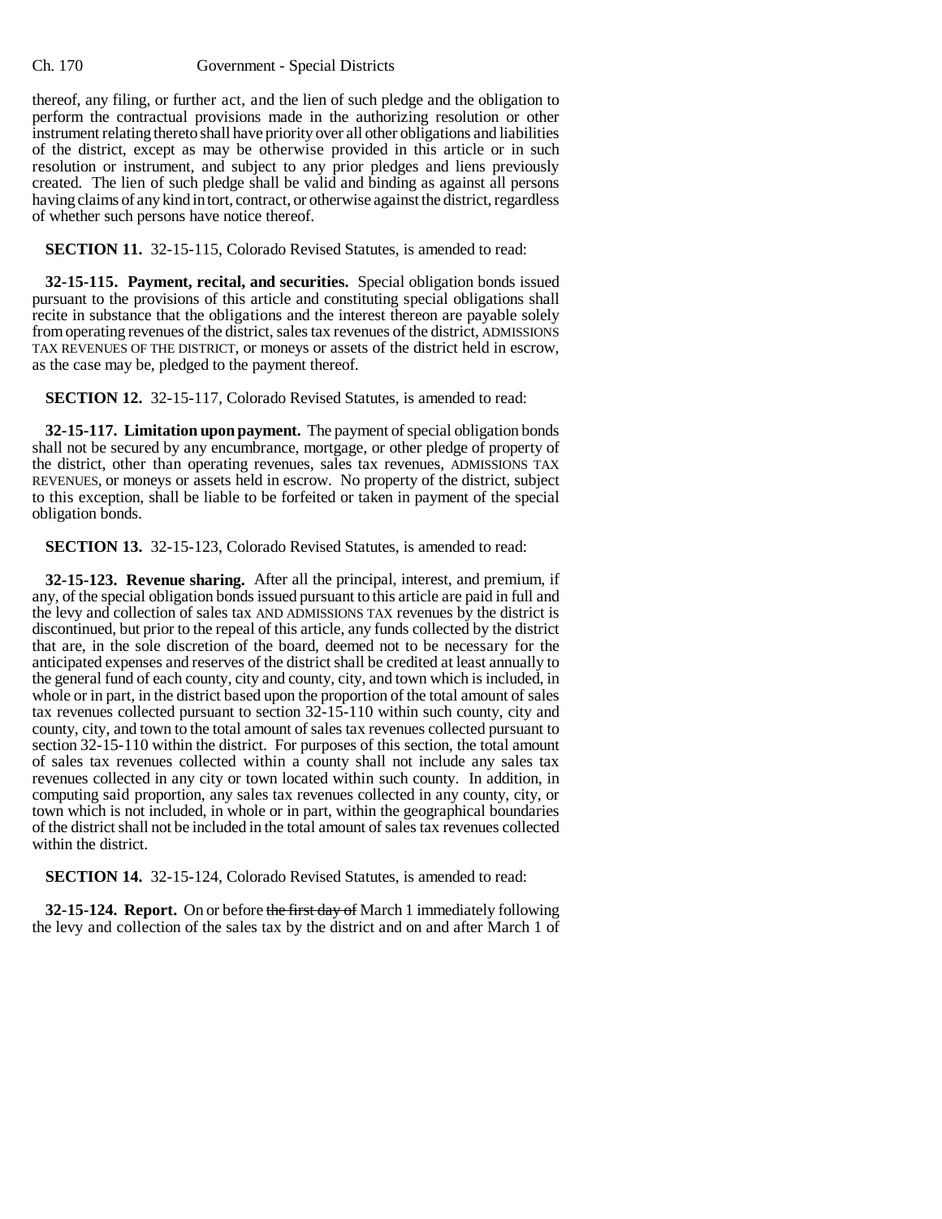thereof, any filing, or further act, and the lien of such pledge and the obligation to perform the contractual provisions made in the authorizing resolution or other instrument relating thereto shall have priority over all other obligations and liabilities of the district, except as may be otherwise provided in this article or in such resolution or instrument, and subject to any prior pledges and liens previously created. The lien of such pledge shall be valid and binding as against all persons having claims of any kind in tort, contract, or otherwise against the district, regardless of whether such persons have notice thereof.

**SECTION 11.** 32-15-115, Colorado Revised Statutes, is amended to read:

**32-15-115. Payment, recital, and securities.** Special obligation bonds issued pursuant to the provisions of this article and constituting special obligations shall recite in substance that the obligations and the interest thereon are payable solely from operating revenues of the district, sales tax revenues of the district, ADMISSIONS TAX REVENUES OF THE DISTRICT, or moneys or assets of the district held in escrow, as the case may be, pledged to the payment thereof.

**SECTION 12.** 32-15-117, Colorado Revised Statutes, is amended to read:

**32-15-117. Limitation upon payment.** The payment of special obligation bonds shall not be secured by any encumbrance, mortgage, or other pledge of property of the district, other than operating revenues, sales tax revenues, ADMISSIONS TAX REVENUES, or moneys or assets held in escrow. No property of the district, subject to this exception, shall be liable to be forfeited or taken in payment of the special obligation bonds.

**SECTION 13.** 32-15-123, Colorado Revised Statutes, is amended to read:

**32-15-123. Revenue sharing.** After all the principal, interest, and premium, if any, of the special obligation bonds issued pursuant to this article are paid in full and the levy and collection of sales tax AND ADMISSIONS TAX revenues by the district is discontinued, but prior to the repeal of this article, any funds collected by the district that are, in the sole discretion of the board, deemed not to be necessary for the anticipated expenses and reserves of the district shall be credited at least annually to the general fund of each county, city and county, city, and town which is included, in whole or in part, in the district based upon the proportion of the total amount of sales tax revenues collected pursuant to section 32-15-110 within such county, city and county, city, and town to the total amount of sales tax revenues collected pursuant to section 32-15-110 within the district. For purposes of this section, the total amount of sales tax revenues collected within a county shall not include any sales tax revenues collected in any city or town located within such county. In addition, in computing said proportion, any sales tax revenues collected in any county, city, or town which is not included, in whole or in part, within the geographical boundaries of the district shall not be included in the total amount of sales tax revenues collected within the district.

**SECTION 14.** 32-15-124, Colorado Revised Statutes, is amended to read:

**32-15-124. Report.** On or before ~~the first day of~~ March 1 immediately following the levy and collection of the sales tax by the district and on and after March 1 of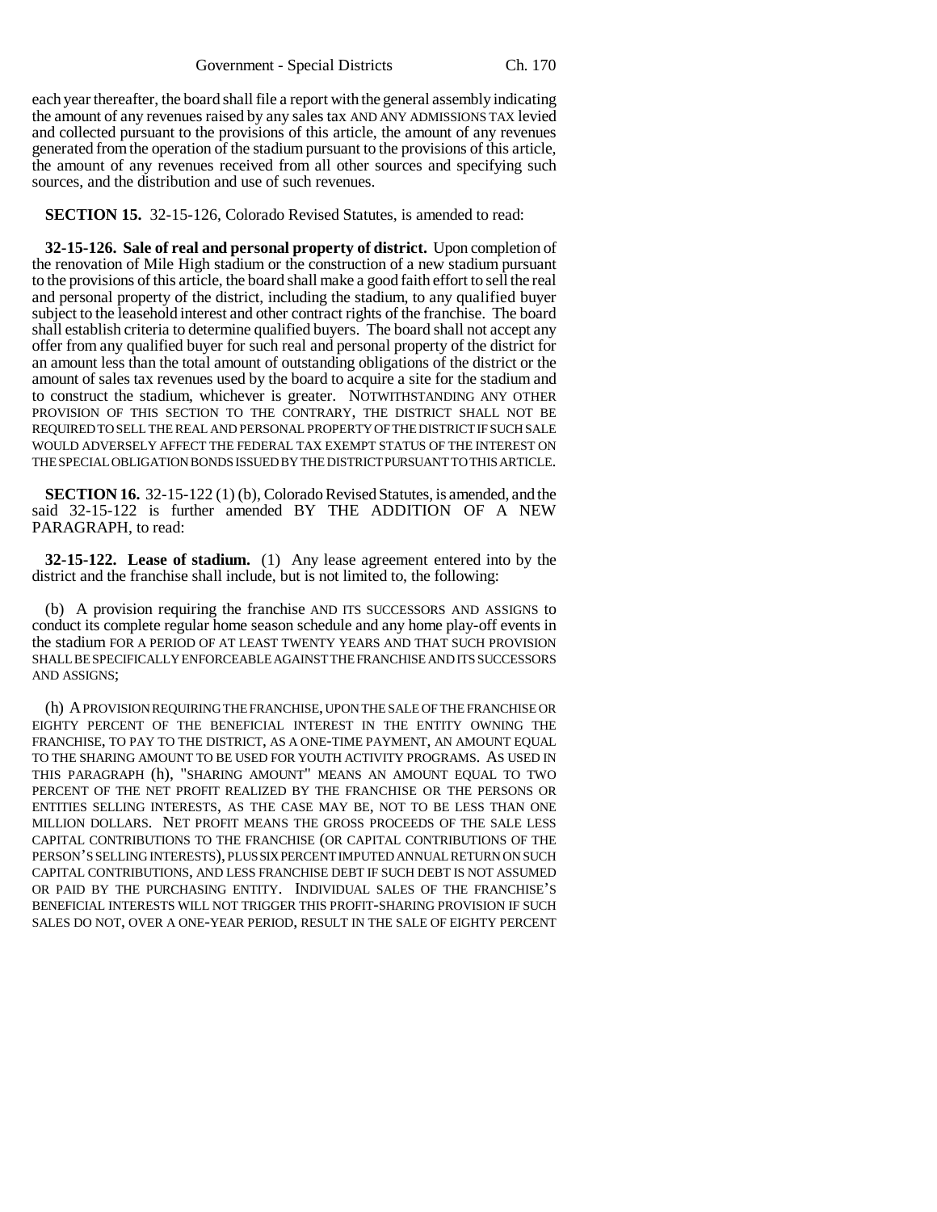each year thereafter, the board shall file a report with the general assembly indicating the amount of any revenues raised by any sales tax AND ANY ADMISSIONS TAX levied and collected pursuant to the provisions of this article, the amount of any revenues generated from the operation of the stadium pursuant to the provisions of this article, the amount of any revenues received from all other sources and specifying such sources, and the distribution and use of such revenues.

**SECTION 15.** 32-15-126, Colorado Revised Statutes, is amended to read:

**32-15-126. Sale of real and personal property of district.** Upon completion of the renovation of Mile High stadium or the construction of a new stadium pursuant to the provisions of this article, the board shall make a good faith effort to sell the real and personal property of the district, including the stadium, to any qualified buyer subject to the leasehold interest and other contract rights of the franchise. The board shall establish criteria to determine qualified buyers. The board shall not accept any offer from any qualified buyer for such real and personal property of the district for an amount less than the total amount of outstanding obligations of the district or the amount of sales tax revenues used by the board to acquire a site for the stadium and to construct the stadium, whichever is greater. NOTWITHSTANDING ANY OTHER PROVISION OF THIS SECTION TO THE CONTRARY, THE DISTRICT SHALL NOT BE REQUIRED TO SELL THE REAL AND PERSONAL PROPERTY OF THE DISTRICT IF SUCH SALE WOULD ADVERSELY AFFECT THE FEDERAL TAX EXEMPT STATUS OF THE INTEREST ON THE SPECIAL OBLIGATION BONDS ISSUED BY THE DISTRICT PURSUANT TO THIS ARTICLE.

**SECTION 16.** 32-15-122 (1) (b), Colorado Revised Statutes, is amended, and the said 32-15-122 is further amended BY THE ADDITION OF A NEW PARAGRAPH, to read:

**32-15-122. Lease of stadium.** (1) Any lease agreement entered into by the district and the franchise shall include, but is not limited to, the following:

(b) A provision requiring the franchise AND ITS SUCCESSORS AND ASSIGNS to conduct its complete regular home season schedule and any home play-off events in the stadium FOR A PERIOD OF AT LEAST TWENTY YEARS AND THAT SUCH PROVISION SHALL BE SPECIFICALLY ENFORCEABLE AGAINST THE FRANCHISE AND ITS SUCCESSORS AND ASSIGNS;

(h) A PROVISION REQUIRING THE FRANCHISE, UPON THE SALE OF THE FRANCHISE OR EIGHTY PERCENT OF THE BENEFICIAL INTEREST IN THE ENTITY OWNING THE FRANCHISE, TO PAY TO THE DISTRICT, AS A ONE-TIME PAYMENT, AN AMOUNT EQUAL TO THE SHARING AMOUNT TO BE USED FOR YOUTH ACTIVITY PROGRAMS. AS USED IN THIS PARAGRAPH (h), "SHARING AMOUNT" MEANS AN AMOUNT EQUAL TO TWO PERCENT OF THE NET PROFIT REALIZED BY THE FRANCHISE OR THE PERSONS OR ENTITIES SELLING INTERESTS, AS THE CASE MAY BE, NOT TO BE LESS THAN ONE MILLION DOLLARS. NET PROFIT MEANS THE GROSS PROCEEDS OF THE SALE LESS CAPITAL CONTRIBUTIONS TO THE FRANCHISE (OR CAPITAL CONTRIBUTIONS OF THE PERSON'S SELLING INTERESTS), PLUS SIX PERCENT IMPUTED ANNUAL RETURN ON SUCH CAPITAL CONTRIBUTIONS, AND LESS FRANCHISE DEBT IF SUCH DEBT IS NOT ASSUMED OR PAID BY THE PURCHASING ENTITY. INDIVIDUAL SALES OF THE FRANCHISE'S BENEFICIAL INTERESTS WILL NOT TRIGGER THIS PROFIT-SHARING PROVISION IF SUCH SALES DO NOT, OVER A ONE-YEAR PERIOD, RESULT IN THE SALE OF EIGHTY PERCENT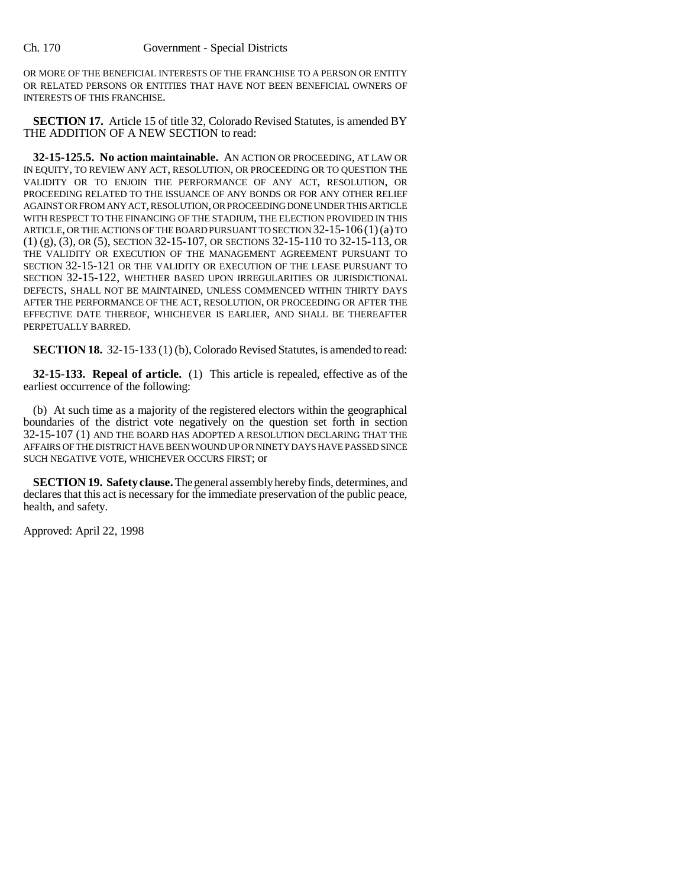OR MORE OF THE BENEFICIAL INTERESTS OF THE FRANCHISE TO A PERSON OR ENTITY OR RELATED PERSONS OR ENTITIES THAT HAVE NOT BEEN BENEFICIAL OWNERS OF INTERESTS OF THIS FRANCHISE.

**SECTION 17.** Article 15 of title 32, Colorado Revised Statutes, is amended BY THE ADDITION OF A NEW SECTION to read:

**32-15-125.5. No action maintainable.** AN ACTION OR PROCEEDING, AT LAW OR IN EQUITY, TO REVIEW ANY ACT, RESOLUTION, OR PROCEEDING OR TO QUESTION THE VALIDITY OR TO ENJOIN THE PERFORMANCE OF ANY ACT, RESOLUTION, OR PROCEEDING RELATED TO THE ISSUANCE OF ANY BONDS OR FOR ANY OTHER RELIEF AGAINST OR FROM ANY ACT, RESOLUTION, OR PROCEEDING DONE UNDER THIS ARTICLE WITH RESPECT TO THE FINANCING OF THE STADIUM, THE ELECTION PROVIDED IN THIS ARTICLE, OR THE ACTIONS OF THE BOARD PURSUANT TO SECTION 32-15-106 (1) (a) TO (1) (g), (3), OR (5), SECTION 32-15-107, OR SECTIONS 32-15-110 TO 32-15-113, OR THE VALIDITY OR EXECUTION OF THE MANAGEMENT AGREEMENT PURSUANT TO SECTION 32-15-121 OR THE VALIDITY OR EXECUTION OF THE LEASE PURSUANT TO SECTION 32-15-122, WHETHER BASED UPON IRREGULARITIES OR JURISDICTIONAL DEFECTS, SHALL NOT BE MAINTAINED, UNLESS COMMENCED WITHIN THIRTY DAYS AFTER THE PERFORMANCE OF THE ACT, RESOLUTION, OR PROCEEDING OR AFTER THE EFFECTIVE DATE THEREOF, WHICHEVER IS EARLIER, AND SHALL BE THEREAFTER PERPETUALLY BARRED.

**SECTION 18.** 32-15-133 (1) (b), Colorado Revised Statutes, is amended to read:

**32-15-133. Repeal of article.** (1) This article is repealed, effective as of the earliest occurrence of the following:

(b) At such time as a majority of the registered electors within the geographical boundaries of the district vote negatively on the question set forth in section 32-15-107 (1) AND THE BOARD HAS ADOPTED A RESOLUTION DECLARING THAT THE AFFAIRS OF THE DISTRICT HAVE BEEN WOUND UP OR NINETY DAYS HAVE PASSED SINCE SUCH NEGATIVE VOTE, WHICHEVER OCCURS FIRST; or

**SECTION 19. Safety clause.** The general assembly hereby finds, determines, and declares that this act is necessary for the immediate preservation of the public peace, health, and safety.

Approved: April 22, 1998